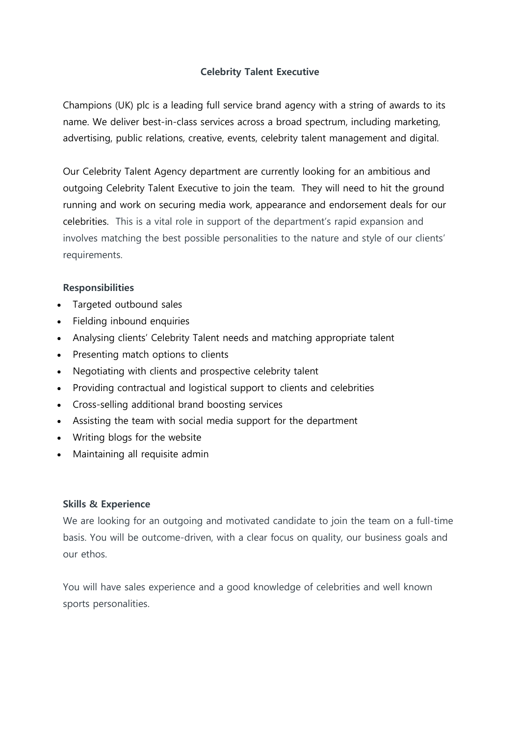# Celebrity Talent Executive

Champions (UK) plc is a leading full service brand agency with a string of awards to its name. We deliver best-in-class services across a broad spectrum, including marketing, advertising, public relations, creative, events, celebrity talent management and digital.

Our Celebrity Talent Agency department are currently looking for an ambitious and outgoing Celebrity Talent Executive to join the team. They will need to hit the ground running and work on securing media work, appearance and endorsement deals for our celebrities. This is a vital role in support of the department's rapid expansion and involves matching the best possible personalities to the nature and style of our clients' requirements.

## Responsibilities

- Targeted outbound sales
- Fielding inbound enquiries
- Analysing clients' Celebrity Talent needs and matching appropriate talent
- Presenting match options to clients
- Negotiating with clients and prospective celebrity talent
- Providing contractual and logistical support to clients and celebrities
- Cross-selling additional brand boosting services
- Assisting the team with social media support for the department
- Writing blogs for the website
- Maintaining all requisite admin

## Skills & Experience

We are looking for an outgoing and motivated candidate to join the team on a full-time basis. You will be outcome-driven, with a clear focus on quality, our business goals and our ethos.

You will have sales experience and a good knowledge of celebrities and well known sports personalities.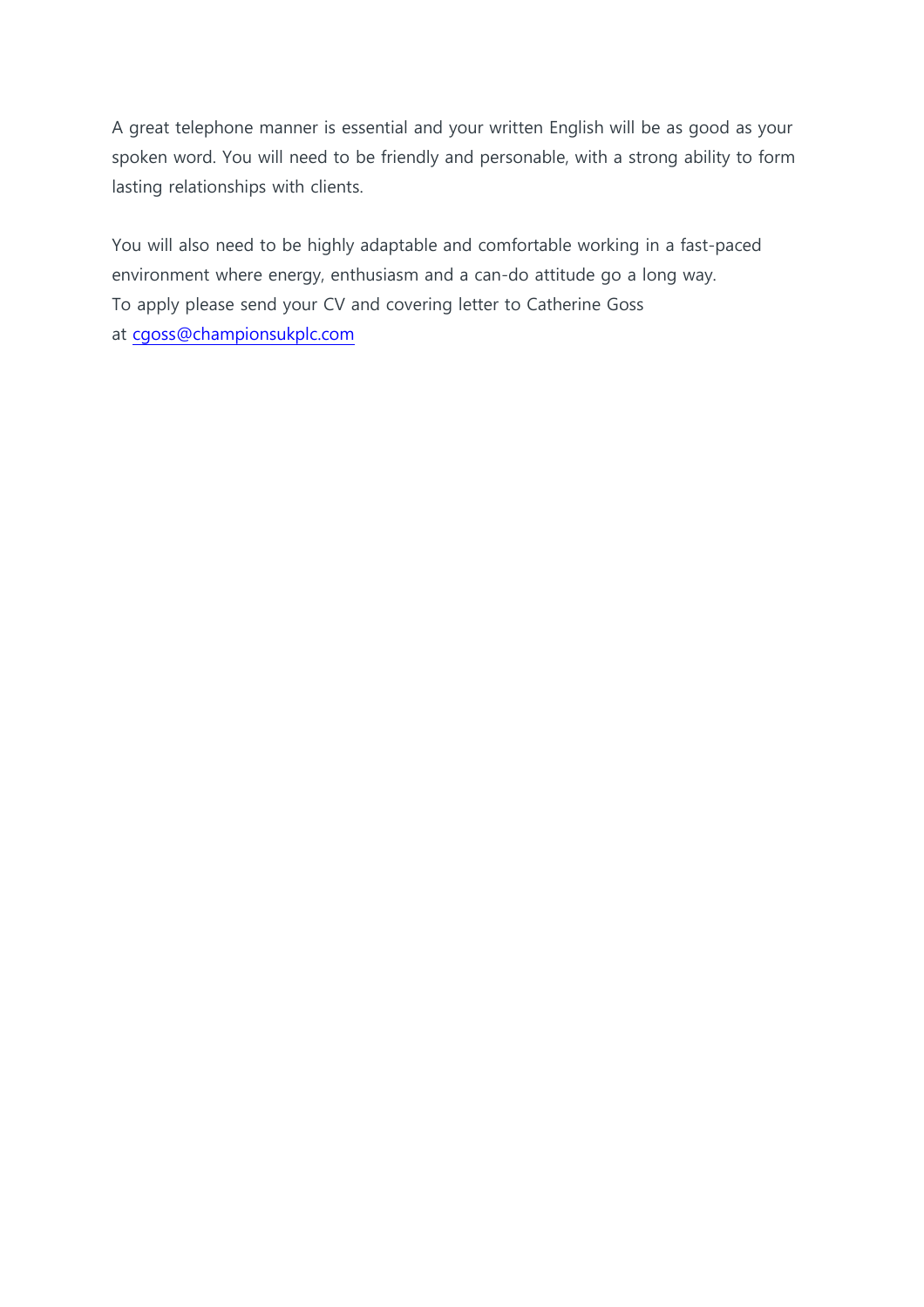A great telephone manner is essential and your written English will be as good as your spoken word. You will need to be friendly and personable, with a strong ability to form lasting relationships with clients.

You will also need to be highly adaptable and comfortable working in a fast-paced environment where energy, enthusiasm and a can-do attitude go a long way.
To apply please send your CV and covering letter to Catherine Goss at cgoss@championsukplc.com